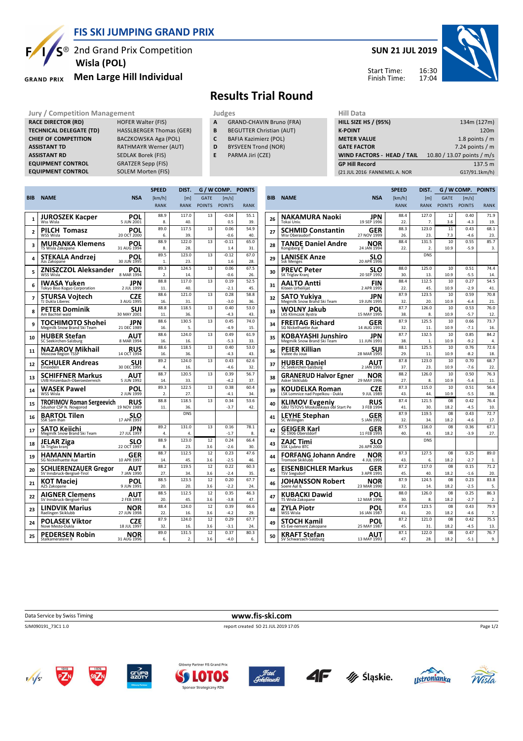# FIS SKI JUMPING GRAND PRIX

2nd Grand Prix Competition
**Wisla (POL)**
**Men Large Hill Individual**

**SUN 21 JUL 2019**

Start Time: 16:30
Finish Time: 17:04

## Results Trial Round

| Jury / Competition Management | |
|---|---|
| RACE DIRECTOR (RD) | HOFER Walter (FIS) |
| TECHNICAL DELEGATE (TD) | HASSLBERGER Thomas (GER) |
| CHIEF OF COMPETITION | BACZKOWSKA Aga (POL) |
| ASSISTANT TD | RATHMAYR Werner (AUT) |
| ASSISTANT RD | SEDLAK Borek (FIS) |
| EQUIPMENT CONTROL | GRATZER Sepp (FIS) |
| EQUIPMENT CONTROL | SOLEM Morten (FIS) |

| Judges | |
|---|---|
| A | GRAND-CHAVIN Bruno (FRA) |
| B | BEGUTTER Christian (AUT) |
| C | BAFIA Kazimierz (POL) |
| D | BYSVEEN Trond (NOR) |
| E | PARMA Jiri (CZE) |

| Hill Data | |
|---|---|
| HILL SIZE HS / (95%) | 134m (127m) |
| K-POINT | 120m |
| METER VALUE | 1.8 points / m |
| GATE FACTOR | 7.24 points / m |
| WIND FACTORS - HEAD / TAIL | 10.80 / 13.07 points / m/s |
| GP Hill Record | 137.5 m |
| (21 JUL 2016 FANNEMEL A. NOR | G17/91.1km/h) |

| BIB | NAME | NSA | SPEED [km/h] | SPEED RANK | DIST. [m] | DIST. RANK | GATE | GATE POINTS | WIND [m/s] | WIND POINTS | POINTS | RANK |
|---|---|---|---|---|---|---|---|---|---|---|---|---|
| 1 | **JUROSZEK Kacper** Wss Wisla | **POL** 5 JUN 2001 | 88.9 | 8. | 117.0 | 40. | 13 | | -0.04 | 0.5 | 55.1 | 39. |
| 2 | **PILCH Tomasz** WSS Wisla | **POL** 20 OCT 2000 | 89.0 | 6. | 117.5 | 39. | 13 | | 0.06 | -0.6 | 54.9 | 40. |
| 3 | **MURANKA Klemens** TS Wisla Zakopane | **POL** 31 AUG 1994 | 88.9 | 8. | 122.0 | 28. | 13 | | -0.11 | 1.4 | 65.0 | 31. |
| 4 | **STEKALA Andrzej** Azs Zakopane | **POL** 30 JUN 1995 | 89.5 | 1. | 123.0 | 23. | 13 | | -0.12 | 1.6 | 67.0 | 28. |
| 5 | **ZNISZCZOL Aleksander** WSS Wisla | **POL** 8 MAR 1994 | 89.3 | 2. | 124.5 | 14. | 13 | | 0.06 | -0.6 | 67.5 | 26. |
| 6 | **IWASA Yuken** Tokyo Biso Kogyo Corporation | **JPN** 2 JUL 1999 | 88.8 | 11. | 117.0 | 40. | 13 | | 0.19 | -2.1 | 52.5 | 45. |
| 7 | **STURSA Vojtech** TJ Dukla Liberec | **CZE** 3 AUG 1995 | 88.6 | 16. | 121.0 | 31. | 13 | | 0.28 | -3.0 | 58.8 | 36. |
| 8 | **PETER Dominik** Am Bachtel wald | **SUI** 30 MAY 2001 | 88.8 | 11. | 118.5 | 36. | 13 | | 0.40 | -4.3 | 53.0 | 43. |
| 9 | **TOCHIMOTO Shohei** Megmilk Snow Brand Ski Team | **JPN** 21 DEC 1989 | 88.6 | 16. | 130.5 | 5. | 13 | | 0.45 | -4.9 | 74.0 | 15. |
| 10 | **HUBER Stefan** SC Seekirchen-Salzburg | **AUT** 8 MAR 1994 | 88.6 | 16. | 124.0 | 16. | 13 | | 0.49 | -5.3 | 61.9 | 33. |
| 11 | **NAZAROV Mikhail** Moscow Region TSSP | **RUS** 14 OCT 1994 | 88.6 | 16. | 118.5 | 36. | 13 | | 0.40 | -4.3 | 53.0 | 43. |
| 12 | **SCHULER Andreas** Einsiedeln | **SUI** 30 DEC 1995 | 89.2 | 4. | 124.0 | 16. | 13 | | 0.43 | -4.6 | 62.6 | 32. |
| 13 | **SCHIFFNER Markus** UVB Hinzenbach-Oberoesterreich | **AUT** 5 JUN 1992 | 88.7 | 14. | 120.5 | 33. | 13 | | 0.39 | -4.2 | 56.7 | 37. |
| 14 | **WASEK Pawel** WSS Wisla | **POL** 2 JUN 1999 | 89.3 | 2. | 122.5 | 27. | 13 | | 0.38 | -4.1 | 60.4 | 34. |
| 15 | **TROFIMOV Roman Sergeevich** Sdushor CSP N. Novgorod | **RUS** 19 NOV 1989 | 88.8 | 11. | 118.5 | 36. | 13 | | 0.34 | -3.7 | 53.6 | 42. |
| 16 | **BARTOL Tilen** SSK Sam Ihan | **SLO** 17 APR 1997 | | | DNS | | | | | | | |
| 17 | **SATO Keiichi** Megmilk Snow Brand Ski Team | **JPN** 27 JUL 1997 | 89.2 | 4. | 131.0 | 4. | 13 | | 0.16 | -1.7 | 78.1 | 8. |
| 18 | **JELAR Ziga** Sk Triglav kranj | **SLO** 22 OCT 1997 | 88.9 | 8. | 123.0 | 23. | 12 | 3.6 | 0.24 | -2.6 | 66.4 | 30. |
| 19 | **HAMANN Martin** SG Nickelhuette Aue | **GER** 10 APR 1997 | 88.7 | 14. | 112.5 | 45. | 12 | 3.6 | 0.23 | -2.5 | 47.6 | 46. |
| 20 | **SCHLIERENZAUER Gregor** SV Innsbruck-Bergisel-Tirol | **AUT** 7 JAN 1990 | 88.2 | 27. | 119.5 | 34. | 12 | 3.6 | 0.22 | -2.4 | 60.3 | 35. |
| 21 | **KOT Maciej** AZS Zakopane | **POL** 9 JUN 1991 | 88.5 | 20. | 123.5 | 20. | 12 | 3.6 | 0.20 | -2.2 | 67.7 | 24. |
| 22 | **AIGNER Clemens** SV Innsbruck-Bergisel-Tirol | **AUT** 2 FEB 1993 | 88.5 | 20. | 112.5 | 45. | 12 | 3.6 | 0.35 | -3.8 | 46.3 | 47. |
| 23 | **LINDVIK Marius** Raelingen Skiklubb | **NOR** 27 JUN 1998 | 88.4 | 22. | 124.0 | 16. | 12 | 3.6 | 0.39 | -4.2 | 66.6 | 29. |
| 24 | **POLASEK Viktor** Nove Mesto-Dukla | **CZE** 18 JUL 1997 | 87.9 | 32. | 124.0 | 16. | 12 | 3.6 | 0.29 | -3.1 | 67.7 | 24. |
| 25 | **PEDERSEN Robin** Stalkameratene Il | **NOR** 31 AUG 1996 | 89.0 | 6. | 131.5 | 2. | 12 | 3.6 | 0.37 | -4.0 | 80.3 | 6. |
| 26 | **NAKAMURA Naoki** Tokai Univ. | **JPN** 19 SEP 1996 | 88.4 | 22. | 127.0 | 7. | 12 | 3.6 | 0.40 | -4.3 | 71.9 | 19. |
| 27 | **SCHMID Constantin** Wsv Oberaudorf | **GER** 27 NOV 1999 | 88.3 | 26. | 123.0 | 23. | 11 | 7.3 | 0.43 | -4.6 | 68.1 | 23. |
| 28 | **TANDE Daniel Andre** Kongsberg If | **NOR** 24 JAN 1994 | 88.4 | 22. | 131.5 | 2. | 10 | 10.9 | 0.55 | -5.9 | 85.7 | 3. |
| 29 | **LANISEK Anze** Ssk Menges | **SLO** 20 APR 1996 | | | DNS | | | | | | | |
| 30 | **PREVC Peter** SK Triglav Kranj | **SLO** 20 SEP 1992 | 88.0 | 30. | 125.0 | 13. | 10 | 10.9 | 0.51 | -5.5 | 74.4 | 14. |
| 31 | **AALTO Antti** Kiteen Urheilijat | **FIN** 2 APR 1995 | 88.4 | 22. | 112.5 | 45. | 10 | 10.9 | 0.27 | -2.9 | 54.5 | 41. |
| 32 | **SATO Yukiya** Megmilk Snow Brand Ski Team | **JPN** 19 JUN 1995 | 87.9 | 32. | 123.5 | 20. | 10 | 10.9 | 0.59 | -6.4 | 70.8 | 21. |
| 33 | **WOLNY Jakub** LKS Klimczok Bystra | **POL** 15 MAY 1995 | 87.7 | 38. | 126.0 | 8. | 10 | 10.9 | 0.53 | -5.7 | 76.0 | 12. |
| 34 | **FREITAG Richard** SG Nickelhuette Aue | **GER** 14 AUG 1991 | 87.9 | 32. | 125.5 | 11. | 10 | 10.9 | 0.66 | -7.1 | 73.7 | 16. |
| 35 | **KOBAYASHI Junshiro** Megmilk Snow Brand Ski Team | **JPN** 11 JUN 1991 | 87.7 | 38. | 132.5 | 1. | 10 | 10.9 | 0.85 | -9.2 | 84.2 | 4. |
| 36 | **PEIER Killian** Vallee du Joux | **SUI** 28 MAR 1995 | 88.1 | 29. | 125.5 | 11. | 10 | 10.9 | 0.76 | -8.2 | 72.6 | 18. |
| 37 | **HUBER Daniel** SC Seekirchen-Salzburg | **AUT** 2 JAN 1993 | 87.8 | 37. | 123.0 | 23. | 10 | 10.9 | 0.70 | -7.6 | 68.7 | 22. |
| 38 | **GRANERUD Halvor Egner** Asker Skiklubb | **NOR** 29 MAY 1996 | 88.2 | 27. | 126.0 | 8. | 10 | 10.9 | 0.50 | -5.4 | 76.3 | 11. |
| 39 | **KOUDELKA Roman** LSK Lomnice nad Popelkou - Dukla | **CZE** 9 JUL 1989 | 87.3 | 43. | 115.0 | 44. | 10 | 10.9 | 0.51 | -5.5 | 56.4 | 38. |
| 40 | **KLIMOV Evgeniy** GBU TSTOVS Moskovskaya obl Start Pe | **RUS** 3 FEB 1994 | 87.4 | 41. | 121.5 | 30. | 08 | 18.2 | 0.42 | -4.5 | 76.4 | 10. |
| 41 | **LEYHE Stephan** SC Willingen | **GER** 5 JAN 1992 | 87.9 | 32. | 119.5 | 34. | 08 | 18.2 | 0.43 | -4.6 | 72.7 | 17. |
| 42 | **GEIGER Karl** SC 1906 Oberstdorf | **GER** 11 FEB 1993 | 87.5 | 40. | 116.0 | 43. | 08 | 18.2 | 0.36 | -3.9 | 67.1 | 27. |
| 43 | **ZAJC Timi** SSK Ljubno BTC | **SLO** 26 APR 2000 | | | DNS | | | | | | | |
| 44 | **FORFANG Johann Andre** Tromsoe Skiklubb | **NOR** 4 JUL 1995 | 87.3 | 43. | 127.5 | 6. | 08 | 18.2 | 0.25 | -2.7 | 89.0 | 1. |
| 45 | **EISENBICHLER Markus** TSV Siegsdorf | **GER** 3 APR 1991 | 87.2 | 45. | 117.0 | 40. | 08 | 18.2 | 0.15 | -1.6 | 71.2 | 20. |
| 46 | **JOHANSSON Robert** Soere Aal IL | **NOR** 23 MAR 1990 | 87.9 | 32. | 124.5 | 14. | 08 | 18.2 | 0.23 | -2.5 | 83.8 | 5. |
| 47 | **KUBACKI Dawid** TS Wisla Zakopane | **POL** 12 MAR 1990 | 88.0 | 30. | 126.0 | 8. | 08 | 18.2 | 0.25 | -2.7 | 86.3 | 2. |
| 48 | **ZYLA Piotr** WSS Wisla | **POL** 16 JAN 1987 | 87.4 | 41. | 123.5 | 20. | 08 | 18.2 | 0.43 | -4.6 | 79.9 | 7. |
| 49 | **STOCH Kamil** KS Eve-nement Zakopane | **POL** 25 MAY 1987 | 87.2 | 45. | 121.0 | 31. | 08 | 18.2 | 0.42 | -4.5 | 75.5 | 13. |
| 50 | **KRAFT Stefan** SV Schwarzach-Salzburg | **AUT** 13 MAY 1993 | 87.1 | 47. | 122.0 | 28. | 08 | 18.2 | 0.47 | -5.1 | 76.7 | 9. |

Data Service by Swiss Timing — www.fis-ski.com

SJM090191_73C1 1.0 — report created SO 21 JUL 2019 17:05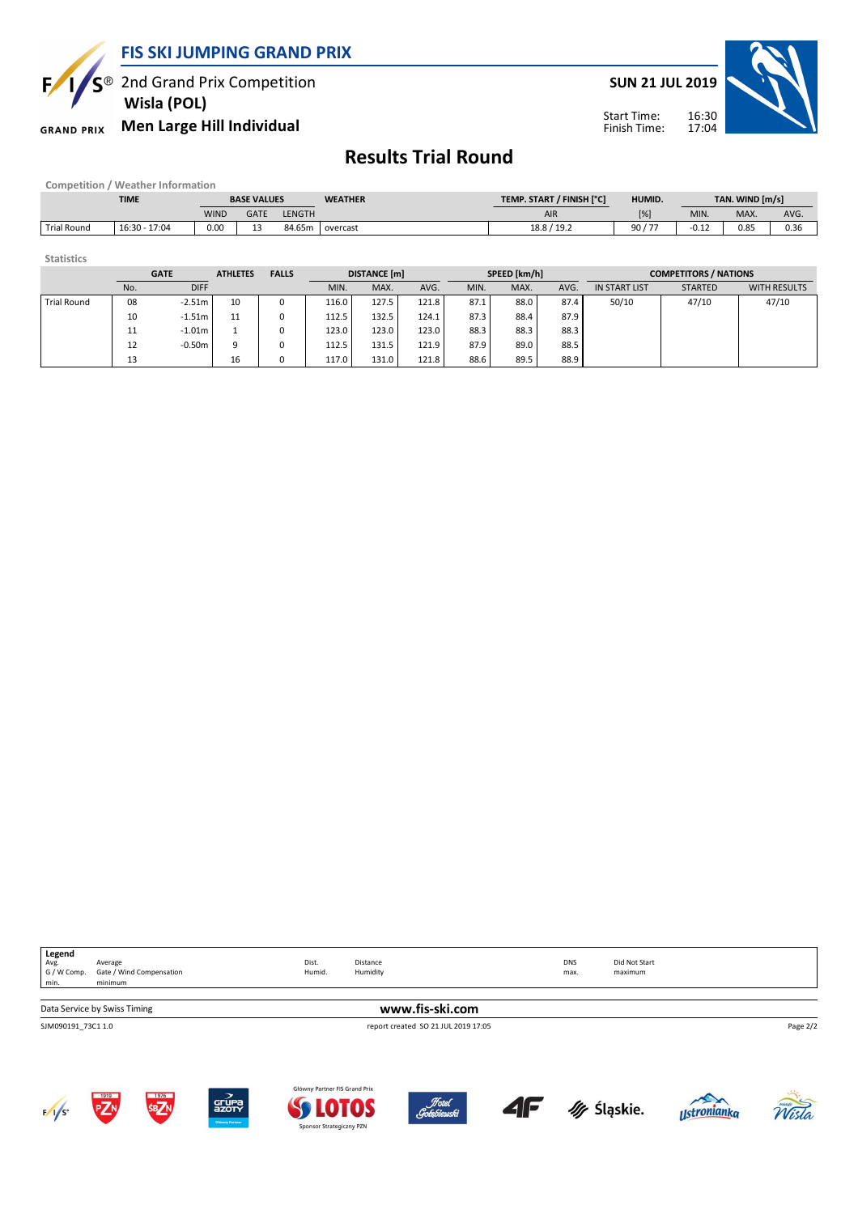# FIS SKI JUMPING GRAND PRIX

2nd Grand Prix Competition
**Wisla (POL)**
**Men Large Hill Individual**

**SUN 21 JUL 2019**

Start Time: 16:30
Finish Time: 17:04

## Results Trial Round

Competition / Weather Information

| TIME | | BASE VALUES | | | WEATHER | TEMP. START / FINISH [°C] | HUMID. | TAN. WIND [m/s] | | |
|---|---|---|---|---|---|---|---|---|---|---|
| | | WIND | GATE | LENGTH | | AIR | [%] | MIN. | MAX. | AVG. |
| Trial Round | 16:30 - 17:04 | 0.00 | 13 | 84.65m | overcast | 18.8 / 19.2 | 90 / 77 | -0.12 | 0.85 | 0.36 |

Statistics

| | GATE | | ATHLETES | FALLS | DISTANCE [m] | | | SPEED [km/h] | | | COMPETITORS / NATIONS | | |
|---|---|---|---|---|---|---|---|---|---|---|---|---|---|
| | No. | DIFF | | | MIN. | MAX. | AVG. | MIN. | MAX. | AVG. | IN START LIST | STARTED | WITH RESULTS |
| Trial Round | 08 | -2.51m | 10 | 0 | 116.0 | 127.5 | 121.8 | 87.1 | 88.0 | 87.4 | 50/10 | 47/10 | 47/10 |
| | 10 | -1.51m | 11 | 0 | 112.5 | 132.5 | 124.1 | 87.3 | 88.4 | 87.9 | | | |
| | 11 | -1.01m | 1 | 0 | 123.0 | 123.0 | 123.0 | 88.3 | 88.3 | 88.3 | | | |
| | 12 | -0.50m | 9 | 0 | 112.5 | 131.5 | 121.9 | 87.9 | 89.0 | 88.5 | | | |
| | 13 | | 16 | 0 | 117.0 | 131.0 | 121.8 | 88.6 | 89.5 | 88.9 | | | |

**Legend**

| | | | | | |
|---|---|---|---|---|---|
| Avg. | Average | Dist. | Distance | DNS | Did Not Start |
| G / W Comp. | Gate / Wind Compensation | Humid. | Humidity | max. | maximum |
| min. | minimum | | | | |

Data Service by Swiss Timing

www.fis-ski.com

SJM090191_73C1 1.0

report created SO 21 JUL 2019 17:05